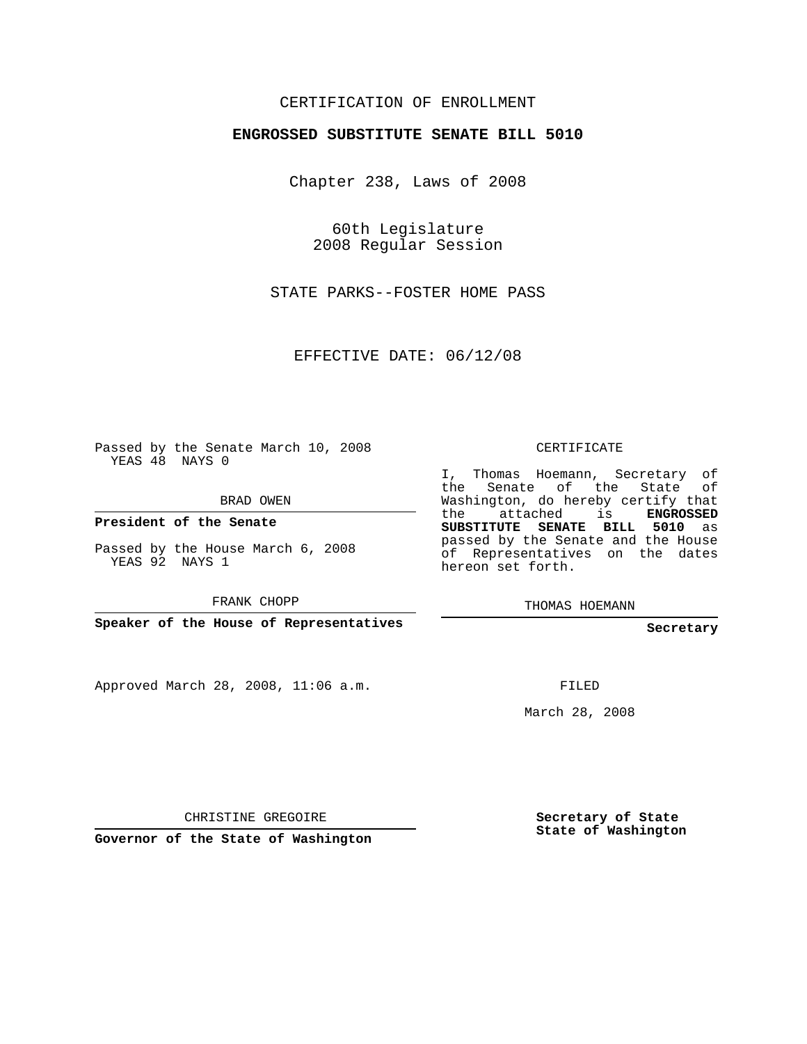CERTIFICATION OF ENROLLMENT

**ENGROSSED SUBSTITUTE SENATE BILL 5010**

Chapter 238, Laws of 2008

60th Legislature
2008 Regular Session

STATE PARKS--FOSTER HOME PASS

EFFECTIVE DATE: 06/12/08

Passed by the Senate March 10, 2008
YEAS 48 NAYS 0

BRAD OWEN

**President of the Senate**

Passed by the House March 6, 2008
YEAS 92 NAYS 1

FRANK CHOPP

**Speaker of the House of Representatives**

Approved March 28, 2008, 11:06 a.m.

CHRISTINE GREGOIRE

**Governor of the State of Washington**

CERTIFICATE

I, Thomas Hoemann, Secretary of the Senate of the State of Washington, do hereby certify that the attached is **ENGROSSED SUBSTITUTE SENATE BILL 5010** as passed by the Senate and the House of Representatives on the dates hereon set forth.

THOMAS HOEMANN

**Secretary**

FILED

March 28, 2008

**Secretary of State**
**State of Washington**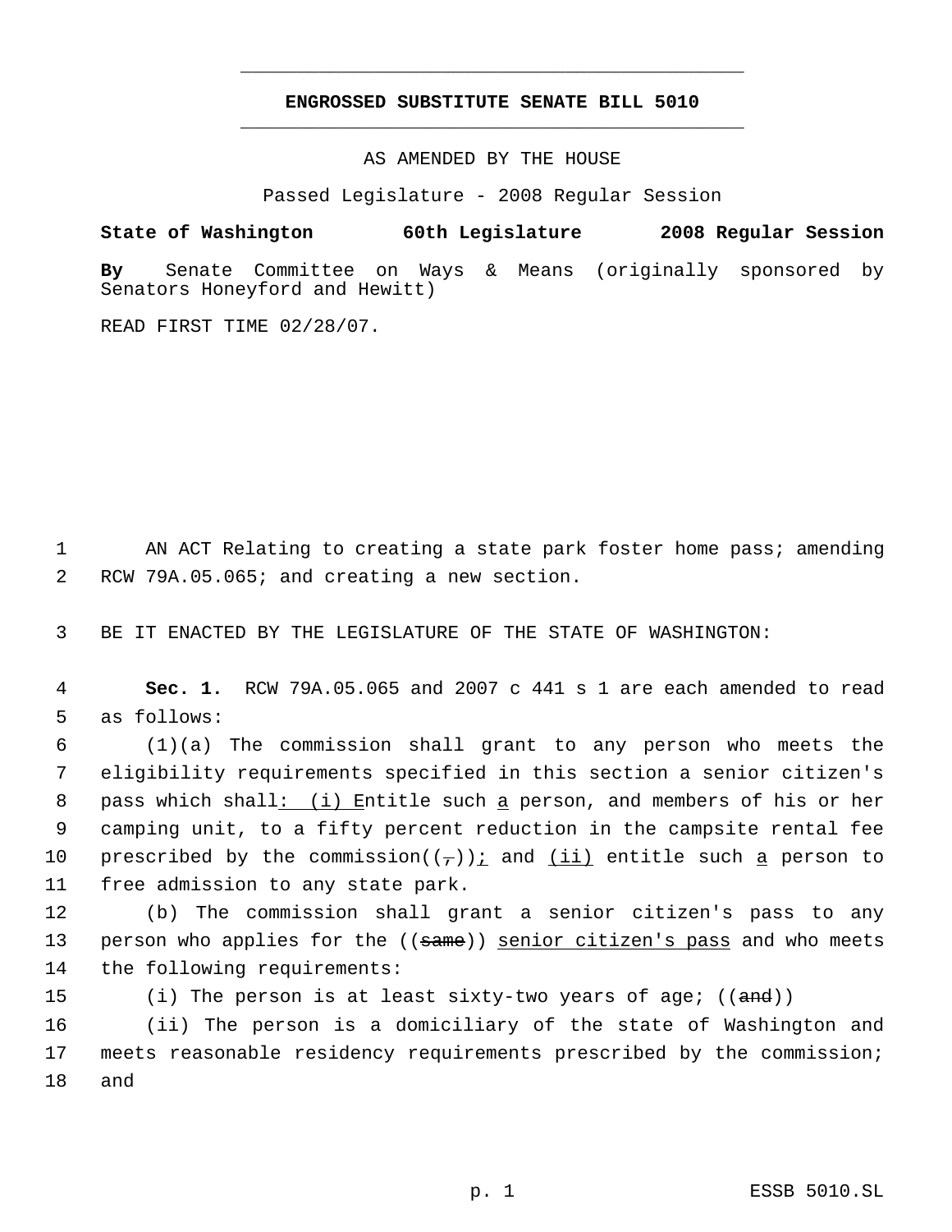# ENGROSSED SUBSTITUTE SENATE BILL 5010

AS AMENDED BY THE HOUSE

Passed Legislature - 2008 Regular Session

**State of Washington 60th Legislature 2008 Regular Session**

**By** Senate Committee on Ways & Means (originally sponsored by Senators Honeyford and Hewitt)

READ FIRST TIME 02/28/07.

AN ACT Relating to creating a state park foster home pass; amending RCW 79A.05.065; and creating a new section.

BE IT ENACTED BY THE LEGISLATURE OF THE STATE OF WASHINGTON:

**Sec. 1.** RCW 79A.05.065 and 2007 c 441 s 1 are each amended to read as follows:

(1)(a) The commission shall grant to any person who meets the eligibility requirements specified in this section a senior citizen's pass which shall: (i) Entitle such a person, and members of his or her camping unit, to a fifty percent reduction in the campsite rental fee prescribed by the commission((,)); and (ii) entitle such a person to free admission to any state park.

(b) The commission shall grant a senior citizen's pass to any person who applies for the ((same)) senior citizen's pass and who meets the following requirements:

(i) The person is at least sixty-two years of age; ((and))

(ii) The person is a domiciliary of the state of Washington and meets reasonable residency requirements prescribed by the commission; and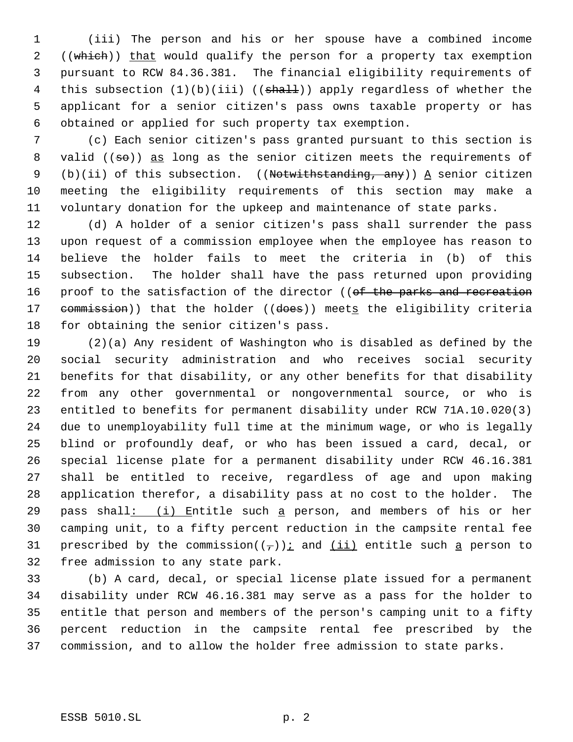(iii) The person and his or her spouse have a combined income ((~~which~~)) <u>that</u> would qualify the person for a property tax exemption pursuant to RCW 84.36.381. The financial eligibility requirements of this subsection (1)(b)(iii) ((~~shall~~)) apply regardless of whether the applicant for a senior citizen's pass owns taxable property or has obtained or applied for such property tax exemption.

(c) Each senior citizen's pass granted pursuant to this section is valid ((~~so~~)) <u>as</u> long as the senior citizen meets the requirements of (b)(ii) of this subsection. ((~~Notwithstanding, any~~)) <u>A</u> senior citizen meeting the eligibility requirements of this section may make a voluntary donation for the upkeep and maintenance of state parks.

(d) A holder of a senior citizen's pass shall surrender the pass upon request of a commission employee when the employee has reason to believe the holder fails to meet the criteria in (b) of this subsection. The holder shall have the pass returned upon providing proof to the satisfaction of the director ((~~of the parks and recreation commission~~)) that the holder ((~~does~~)) meet<u>s</u> the eligibility criteria for obtaining the senior citizen's pass.

(2)(a) Any resident of Washington who is disabled as defined by the social security administration and who receives social security benefits for that disability, or any other benefits for that disability from any other governmental or nongovernmental source, or who is entitled to benefits for permanent disability under RCW 71A.10.020(3) due to unemployability full time at the minimum wage, or who is legally blind or profoundly deaf, or who has been issued a card, decal, or special license plate for a permanent disability under RCW 46.16.381 shall be entitled to receive, regardless of age and upon making application therefor, a disability pass at no cost to the holder. The pass shall<u>: (i) E</u>ntitle such <u>a</u> person, and members of his or her camping unit, to a fifty percent reduction in the campsite rental fee prescribed by the commission((~~,~~))<u>;</u> and <u>(ii)</u> entitle such <u>a</u> person to free admission to any state park.

(b) A card, decal, or special license plate issued for a permanent disability under RCW 46.16.381 may serve as a pass for the holder to entitle that person and members of the person's camping unit to a fifty percent reduction in the campsite rental fee prescribed by the commission, and to allow the holder free admission to state parks.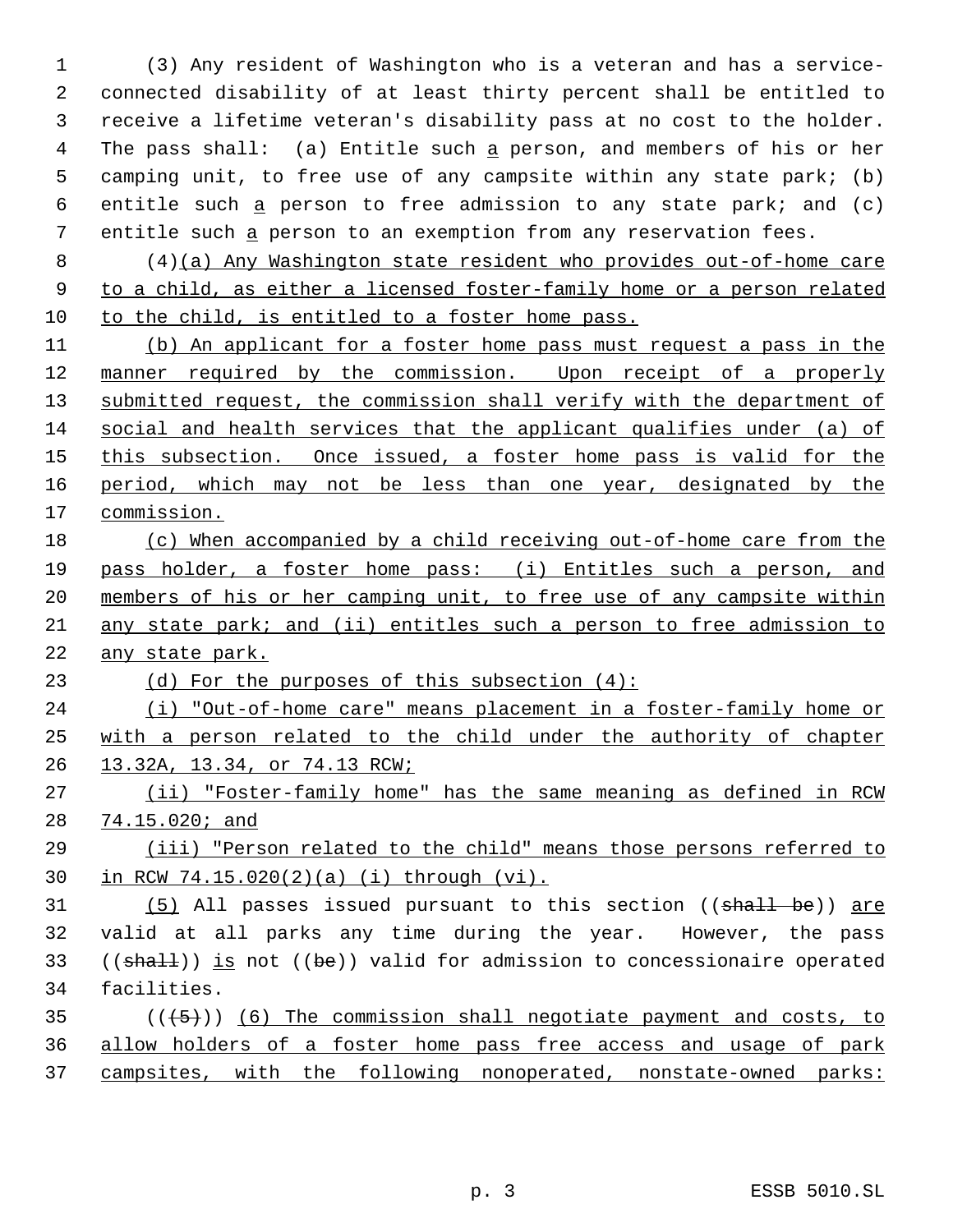(3) Any resident of Washington who is a veteran and has a service-connected disability of at least thirty percent shall be entitled to receive a lifetime veteran's disability pass at no cost to the holder. The pass shall: (a) Entitle such a person, and members of his or her camping unit, to free use of any campsite within any state park; (b) entitle such a person to free admission to any state park; and (c) entitle such a person to an exemption from any reservation fees.

(4)(a) Any Washington state resident who provides out-of-home care to a child, as either a licensed foster-family home or a person related to the child, is entitled to a foster home pass.

(b) An applicant for a foster home pass must request a pass in the manner required by the commission. Upon receipt of a properly submitted request, the commission shall verify with the department of social and health services that the applicant qualifies under (a) of this subsection. Once issued, a foster home pass is valid for the period, which may not be less than one year, designated by the commission.

(c) When accompanied by a child receiving out-of-home care from the pass holder, a foster home pass: (i) Entitles such a person, and members of his or her camping unit, to free use of any campsite within any state park; and (ii) entitles such a person to free admission to any state park.

(d) For the purposes of this subsection (4):

(i) "Out-of-home care" means placement in a foster-family home or with a person related to the child under the authority of chapter 13.32A, 13.34, or 74.13 RCW;

(ii) "Foster-family home" has the same meaning as defined in RCW 74.15.020; and

(iii) "Person related to the child" means those persons referred to in RCW 74.15.020(2)(a) (i) through (vi).

(5) All passes issued pursuant to this section ((~~shall be~~)) are valid at all parks any time during the year. However, the pass ((~~shall~~)) is not ((~~be~~)) valid for admission to concessionaire operated facilities.

((~~(5)~~)) (6) The commission shall negotiate payment and costs, to allow holders of a foster home pass free access and usage of park campsites, with the following nonoperated, nonstate-owned parks: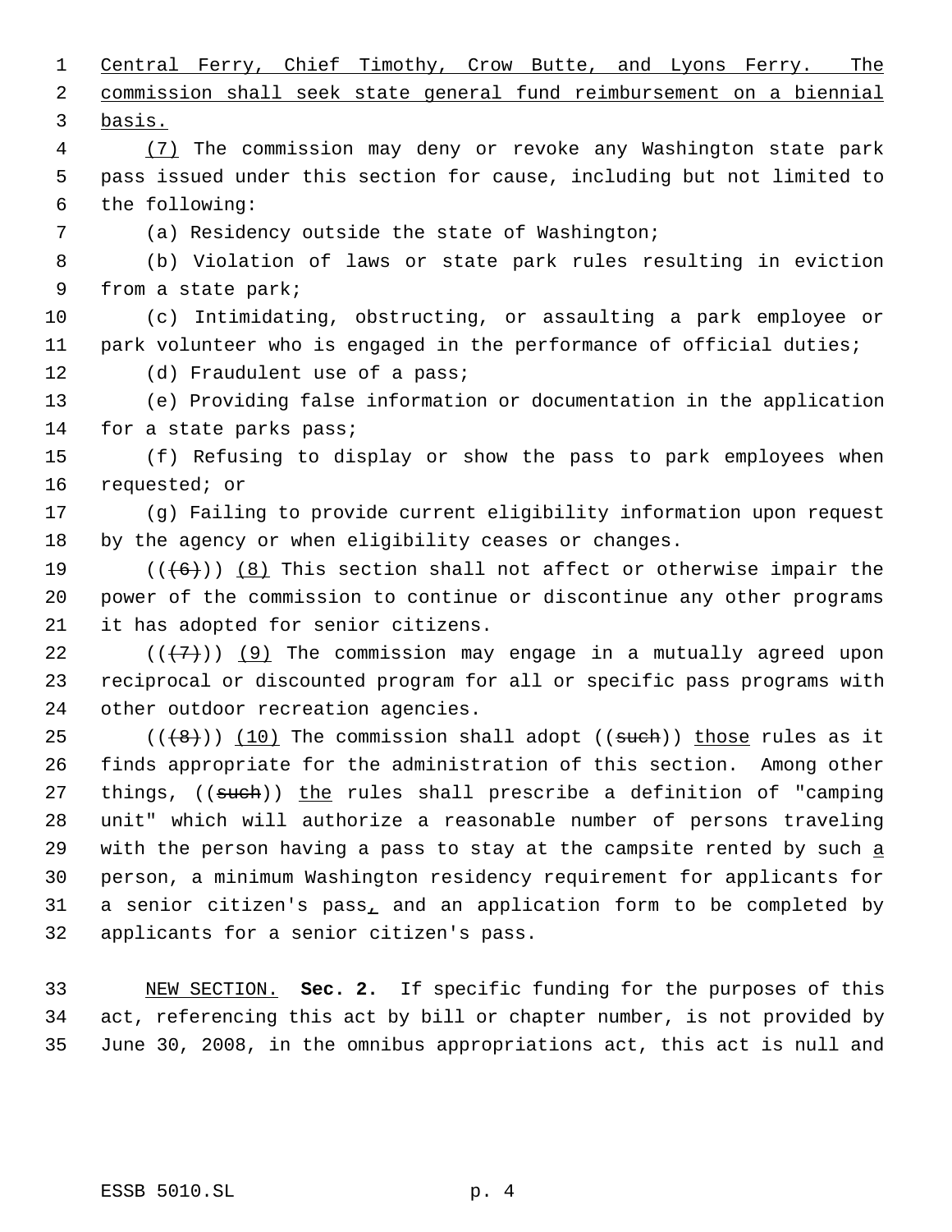Central Ferry, Chief Timothy, Crow Butte, and Lyons Ferry. The commission shall seek state general fund reimbursement on a biennial basis.

(7) The commission may deny or revoke any Washington state park pass issued under this section for cause, including but not limited to the following:

(a) Residency outside the state of Washington;

(b) Violation of laws or state park rules resulting in eviction from a state park;

(c) Intimidating, obstructing, or assaulting a park employee or park volunteer who is engaged in the performance of official duties;

(d) Fraudulent use of a pass;

(e) Providing false information or documentation in the application for a state parks pass;

(f) Refusing to display or show the pass to park employees when requested; or

(g) Failing to provide current eligibility information upon request by the agency or when eligibility ceases or changes.

(((6))) (8) This section shall not affect or otherwise impair the power of the commission to continue or discontinue any other programs it has adopted for senior citizens.

(((7))) (9) The commission may engage in a mutually agreed upon reciprocal or discounted program for all or specific pass programs with other outdoor recreation agencies.

(((8))) (10) The commission shall adopt ((such)) those rules as it finds appropriate for the administration of this section. Among other things, ((such)) the rules shall prescribe a definition of "camping unit" which will authorize a reasonable number of persons traveling with the person having a pass to stay at the campsite rented by such a person, a minimum Washington residency requirement for applicants for a senior citizen's pass, and an application form to be completed by applicants for a senior citizen's pass.

NEW SECTION. **Sec. 2.** If specific funding for the purposes of this act, referencing this act by bill or chapter number, is not provided by June 30, 2008, in the omnibus appropriations act, this act is null and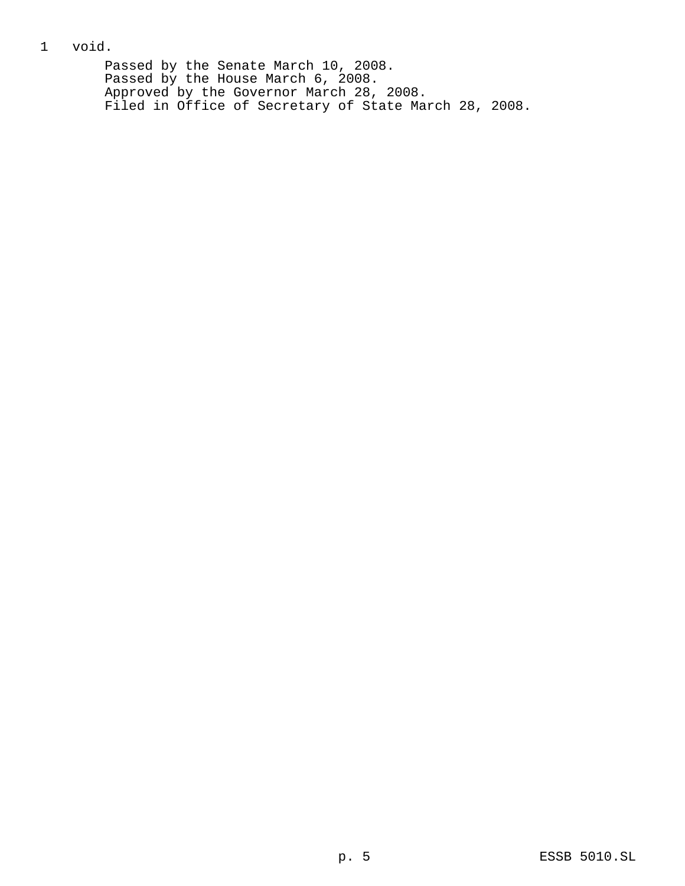void.

Passed by the Senate March 10, 2008.
Passed by the House March 6, 2008.
Approved by the Governor March 28, 2008.
Filed in Office of Secretary of State March 28, 2008.